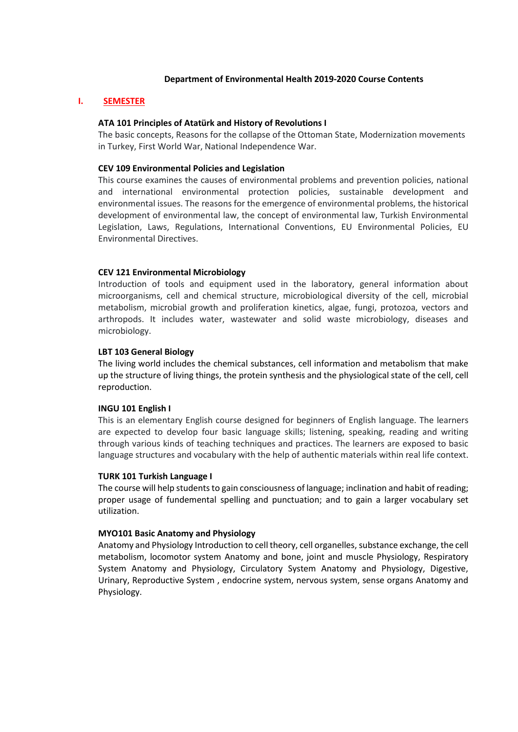# Department of Environmental Health 2019-2020 Course Contents

## I. SEMESTER

### ATA 101 Principles of Atatürk and History of Revolutions I

The basic concepts, Reasons for the collapse of the Ottoman State, Modernization movements in Turkey, First World War, National Independence War.

### CEV 109 Environmental Policies and Legislation

This course examines the causes of environmental problems and prevention policies, national and international environmental protection policies, sustainable development and environmental issues. The reasons for the emergence of environmental problems, the historical development of environmental law, the concept of environmental law, Turkish Environmental Legislation, Laws, Regulations, International Conventions, EU Environmental Policies, EU Environmental Directives.

### CEV 121 Environmental Microbiology

Introduction of tools and equipment used in the laboratory, general information about microorganisms, cell and chemical structure, microbiological diversity of the cell, microbial metabolism, microbial growth and proliferation kinetics, algae, fungi, protozoa, vectors and arthropods. It includes water, wastewater and solid waste microbiology, diseases and microbiology.

### LBT 103 General Biology

The living world includes the chemical substances, cell information and metabolism that make up the structure of living things, the protein synthesis and the physiological state of the cell, cell reproduction.

### INGU 101 English I

This is an elementary English course designed for beginners of English language. The learners are expected to develop four basic language skills; listening, speaking, reading and writing through various kinds of teaching techniques and practices. The learners are exposed to basic language structures and vocabulary with the help of authentic materials within real life context.

### TURK 101 Turkish Language I

The course will help students to gain consciousness of language; inclination and habit of reading; proper usage of fundemental spelling and punctuation; and to gain a larger vocabulary set utilization.

### MYO101 Basic Anatomy and Physiology

Anatomy and Physiology Introduction to cell theory, cell organelles, substance exchange, the cell metabolism, locomotor system Anatomy and bone, joint and muscle Physiology, Respiratory System Anatomy and Physiology, Circulatory System Anatomy and Physiology, Digestive, Urinary, Reproductive System , endocrine system, nervous system, sense organs Anatomy and Physiology.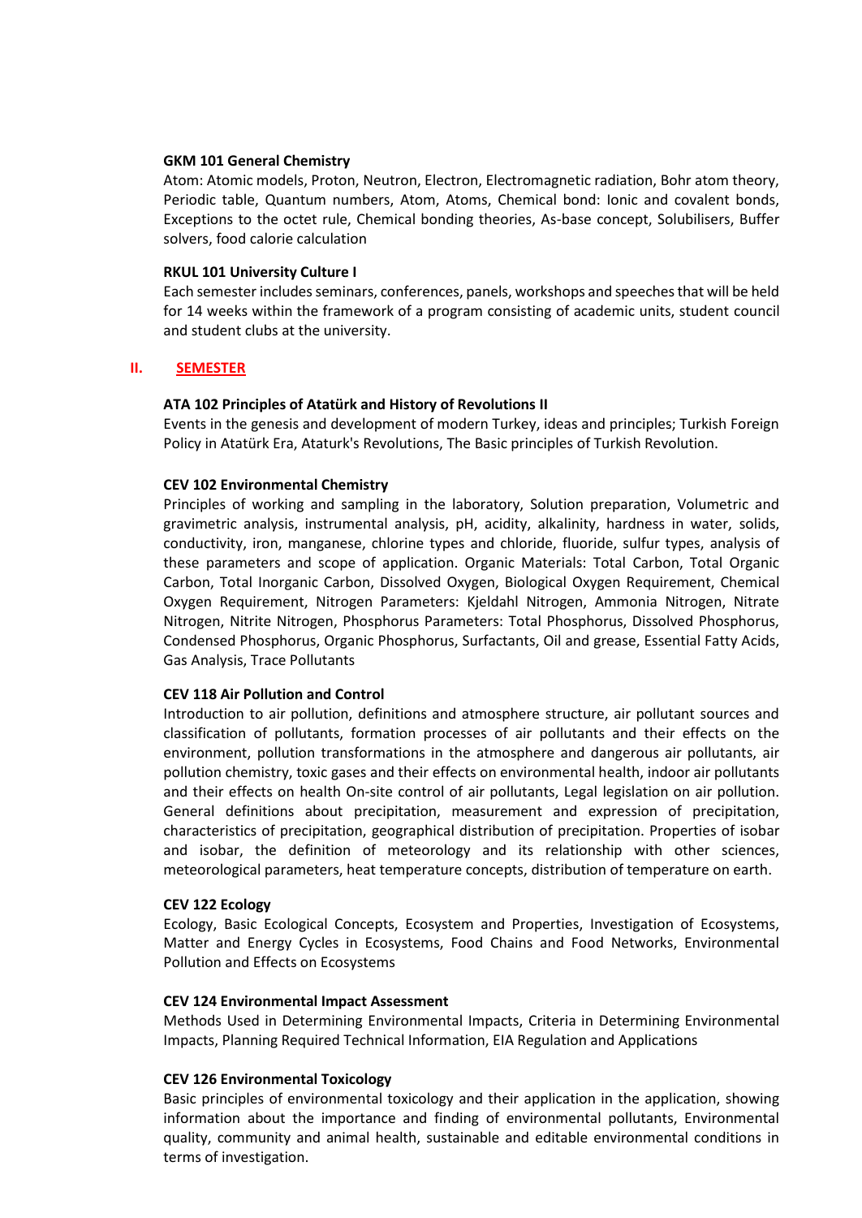**GKM 101 General Chemistry**

Atom: Atomic models, Proton, Neutron, Electron, Electromagnetic radiation, Bohr atom theory, Periodic table, Quantum numbers, Atom, Atoms, Chemical bond: Ionic and covalent bonds, Exceptions to the octet rule, Chemical bonding theories, As-base concept, Solubilisers, Buffer solvers, food calorie calculation

**RKUL 101 University Culture I**

Each semester includes seminars, conferences, panels, workshops and speeches that will be held for 14 weeks within the framework of a program consisting of academic units, student council and student clubs at the university.

## II. SEMESTER

**ATA 102 Principles of Atatürk and History of Revolutions II**

Events in the genesis and development of modern Turkey, ideas and principles; Turkish Foreign Policy in Atatürk Era, Ataturk's Revolutions, The Basic principles of Turkish Revolution.

**CEV 102 Environmental Chemistry**

Principles of working and sampling in the laboratory, Solution preparation, Volumetric and gravimetric analysis, instrumental analysis, pH, acidity, alkalinity, hardness in water, solids, conductivity, iron, manganese, chlorine types and chloride, fluoride, sulfur types, analysis of these parameters and scope of application. Organic Materials: Total Carbon, Total Organic Carbon, Total Inorganic Carbon, Dissolved Oxygen, Biological Oxygen Requirement, Chemical Oxygen Requirement, Nitrogen Parameters: Kjeldahl Nitrogen, Ammonia Nitrogen, Nitrate Nitrogen, Nitrite Nitrogen, Phosphorus Parameters: Total Phosphorus, Dissolved Phosphorus, Condensed Phosphorus, Organic Phosphorus, Surfactants, Oil and grease, Essential Fatty Acids, Gas Analysis, Trace Pollutants

**CEV 118 Air Pollution and Control**

Introduction to air pollution, definitions and atmosphere structure, air pollutant sources and classification of pollutants, formation processes of air pollutants and their effects on the environment, pollution transformations in the atmosphere and dangerous air pollutants, air pollution chemistry, toxic gases and their effects on environmental health, indoor air pollutants and their effects on health On-site control of air pollutants, Legal legislation on air pollution. General definitions about precipitation, measurement and expression of precipitation, characteristics of precipitation, geographical distribution of precipitation. Properties of isobar and isobar, the definition of meteorology and its relationship with other sciences, meteorological parameters, heat temperature concepts, distribution of temperature on earth.

**CEV 122 Ecology**

Ecology, Basic Ecological Concepts, Ecosystem and Properties, Investigation of Ecosystems, Matter and Energy Cycles in Ecosystems, Food Chains and Food Networks, Environmental Pollution and Effects on Ecosystems

**CEV 124 Environmental Impact Assessment**

Methods Used in Determining Environmental Impacts, Criteria in Determining Environmental Impacts, Planning Required Technical Information, EIA Regulation and Applications

**CEV 126 Environmental Toxicology**

Basic principles of environmental toxicology and their application in the application, showing information about the importance and finding of environmental pollutants, Environmental quality, community and animal health, sustainable and editable environmental conditions in terms of investigation.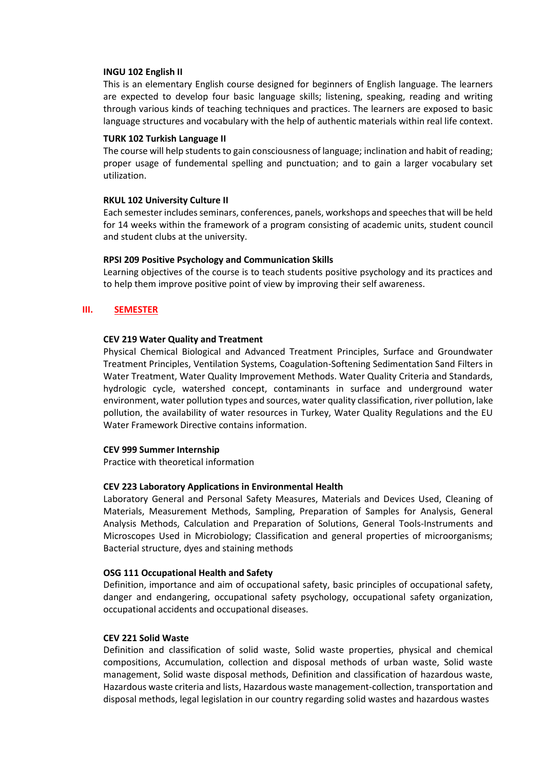**INGU 102 English II**

This is an elementary English course designed for beginners of English language. The learners are expected to develop four basic language skills; listening, speaking, reading and writing through various kinds of teaching techniques and practices. The learners are exposed to basic language structures and vocabulary with the help of authentic materials within real life context.

**TURK 102 Turkish Language II**

The course will help students to gain consciousness of language; inclination and habit of reading; proper usage of fundemental spelling and punctuation; and to gain a larger vocabulary set utilization.

**RKUL 102 University Culture II**

Each semester includes seminars, conferences, panels, workshops and speeches that will be held for 14 weeks within the framework of a program consisting of academic units, student council and student clubs at the university.

**RPSI 209 Positive Psychology and Communication Skills**

Learning objectives of the course is to teach students positive psychology and its practices and to help them improve positive point of view by improving their self awareness.

## III. SEMESTER

**CEV 219 Water Quality and Treatment**

Physical Chemical Biological and Advanced Treatment Principles, Surface and Groundwater Treatment Principles, Ventilation Systems, Coagulation-Softening Sedimentation Sand Filters in Water Treatment, Water Quality Improvement Methods. Water Quality Criteria and Standards, hydrologic cycle, watershed concept, contaminants in surface and underground water environment, water pollution types and sources, water quality classification, river pollution, lake pollution, the availability of water resources in Turkey, Water Quality Regulations and the EU Water Framework Directive contains information.

**CEV 999 Summer Internship**

Practice with theoretical information

**CEV 223 Laboratory Applications in Environmental Health**

Laboratory General and Personal Safety Measures, Materials and Devices Used, Cleaning of Materials, Measurement Methods, Sampling, Preparation of Samples for Analysis, General Analysis Methods, Calculation and Preparation of Solutions, General Tools-Instruments and Microscopes Used in Microbiology; Classification and general properties of microorganisms; Bacterial structure, dyes and staining methods

**OSG 111 Occupational Health and Safety**

Definition, importance and aim of occupational safety, basic principles of occupational safety, danger and endangering, occupational safety psychology, occupational safety organization, occupational accidents and occupational diseases.

**CEV 221 Solid Waste**

Definition and classification of solid waste, Solid waste properties, physical and chemical compositions, Accumulation, collection and disposal methods of urban waste, Solid waste management, Solid waste disposal methods, Definition and classification of hazardous waste, Hazardous waste criteria and lists, Hazardous waste management-collection, transportation and disposal methods, legal legislation in our country regarding solid wastes and hazardous wastes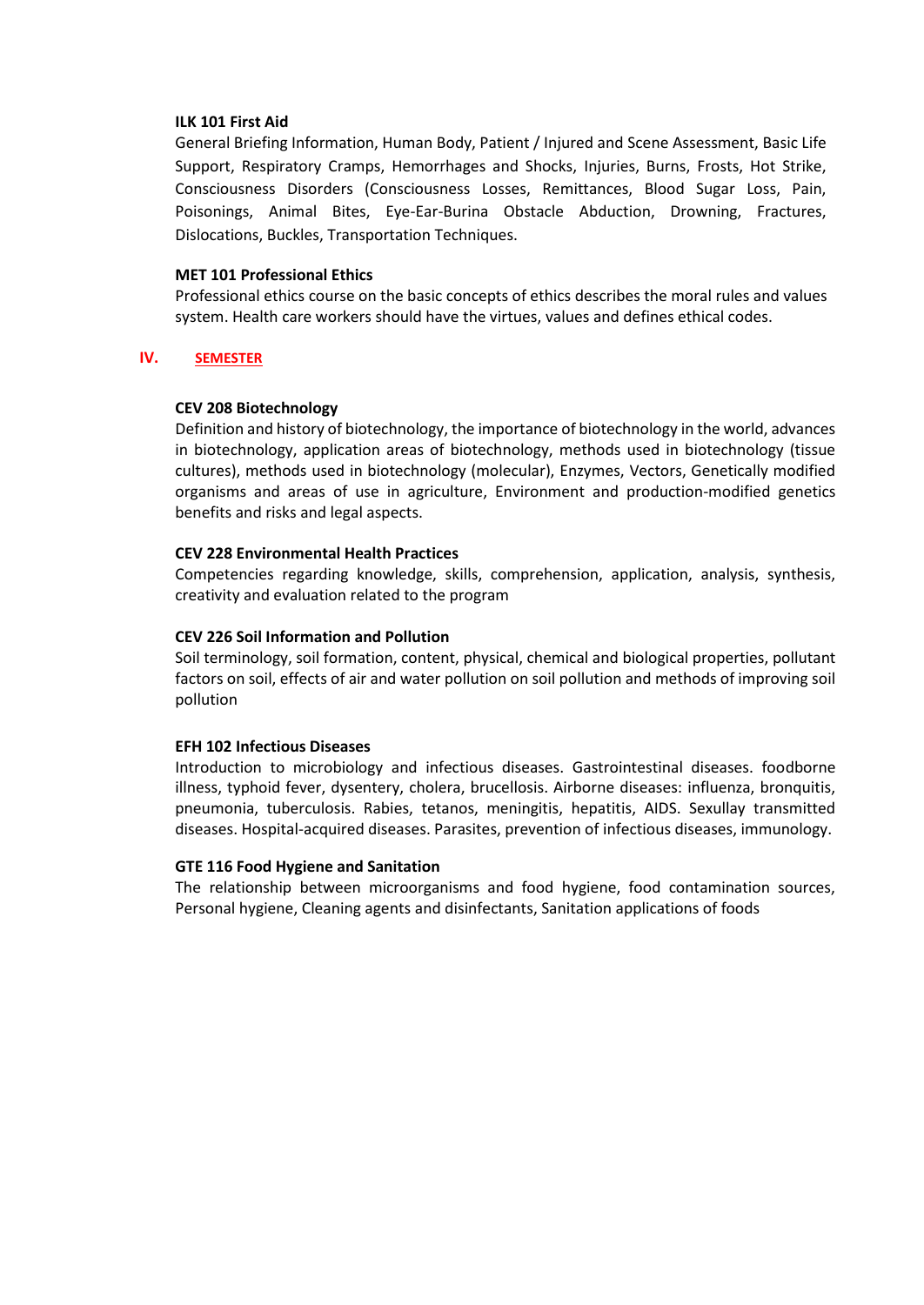**ILK 101 First Aid**

General Briefing Information, Human Body, Patient / Injured and Scene Assessment, Basic Life Support, Respiratory Cramps, Hemorrhages and Shocks, Injuries, Burns, Frosts, Hot Strike, Consciousness Disorders (Consciousness Losses, Remittances, Blood Sugar Loss, Pain, Poisonings, Animal Bites, Eye-Ear-Burina Obstacle Abduction, Drowning, Fractures, Dislocations, Buckles, Transportation Techniques.

**MET 101 Professional Ethics**

Professional ethics course on the basic concepts of ethics describes the moral rules and values system. Health care workers should have the virtues, values and defines ethical codes.

## IV. SEMESTER

**CEV 208 Biotechnology**

Definition and history of biotechnology, the importance of biotechnology in the world, advances in biotechnology, application areas of biotechnology, methods used in biotechnology (tissue cultures), methods used in biotechnology (molecular), Enzymes, Vectors, Genetically modified organisms and areas of use in agriculture, Environment and production-modified genetics benefits and risks and legal aspects.

**CEV 228 Environmental Health Practices**

Competencies regarding knowledge, skills, comprehension, application, analysis, synthesis, creativity and evaluation related to the program

**CEV 226 Soil Information and Pollution**

Soil terminology, soil formation, content, physical, chemical and biological properties, pollutant factors on soil, effects of air and water pollution on soil pollution and methods of improving soil pollution

**EFH 102 Infectious Diseases**

Introduction to microbiology and infectious diseases. Gastrointestinal diseases. foodborne illness, typhoid fever, dysentery, cholera, brucellosis. Airborne diseases: influenza, bronquitis, pneumonia, tuberculosis. Rabies, tetanos, meningitis, hepatitis, AIDS. Sexullay transmitted diseases. Hospital-acquired diseases. Parasites, prevention of infectious diseases, immunology.

**GTE 116 Food Hygiene and Sanitation**

The relationship between microorganisms and food hygiene, food contamination sources, Personal hygiene, Cleaning agents and disinfectants, Sanitation applications of foods